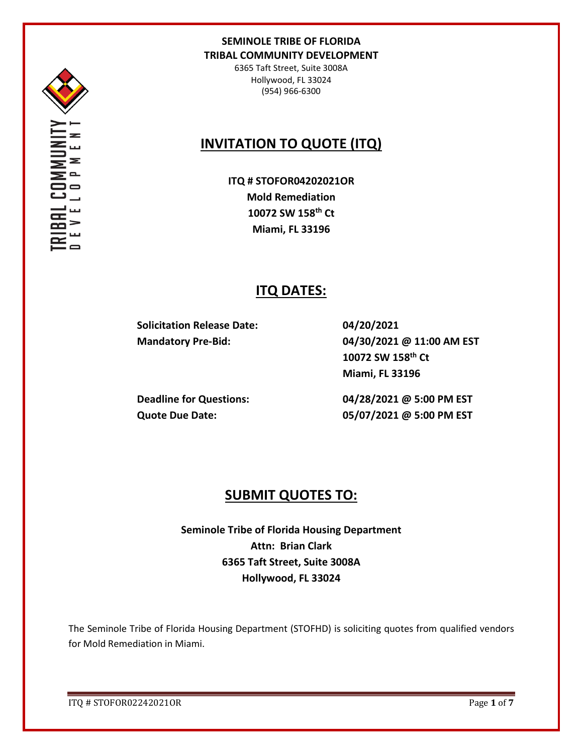**SEMINOLE TRIBE OF FLORIDA**
**TRIBAL COMMUNITY DEVELOPMENT**
6365 Taft Street, Suite 3008A
Hollywood, FL 33024
(954) 966-6300

# INVITATION TO QUOTE (ITQ)

**ITQ # STOFOR04202021OR**
**Mold Remediation**
**10072 SW 158th Ct**
**Miami, FL 33196**

## ITQ DATES:

| | |
|---|---|
| **Solicitation Release Date:** | **04/20/2021** |
| **Mandatory Pre-Bid:** | **04/30/2021 @ 11:00 AM EST**<br>**10072 SW 158th Ct**<br>**Miami, FL 33196** |
| **Deadline for Questions:** | **04/28/2021 @ 5:00 PM EST** |
| **Quote Due Date:** | **05/07/2021 @ 5:00 PM EST** |

## SUBMIT QUOTES TO:

**Seminole Tribe of Florida Housing Department**
**Attn: Brian Clark**
**6365 Taft Street, Suite 3008A**
**Hollywood, FL 33024**

The Seminole Tribe of Florida Housing Department (STOFHD) is soliciting quotes from qualified vendors for Mold Remediation in Miami.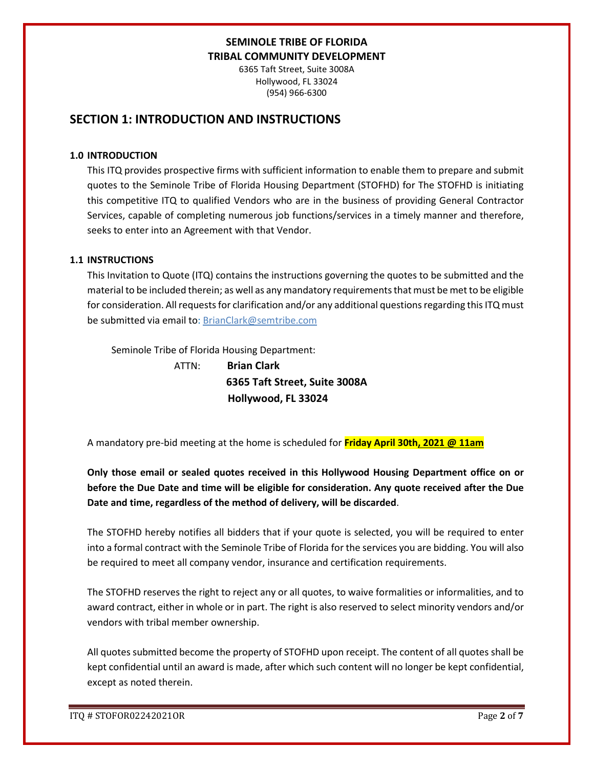**SEMINOLE TRIBE OF FLORIDA**
**TRIBAL COMMUNITY DEVELOPMENT**
6365 Taft Street, Suite 3008A
Hollywood, FL 33024
(954) 966-6300

# SECTION 1: INTRODUCTION AND INSTRUCTIONS

### 1.0 INTRODUCTION

This ITQ provides prospective firms with sufficient information to enable them to prepare and submit quotes to the Seminole Tribe of Florida Housing Department (STOFHD) for The STOFHD is initiating this competitive ITQ to qualified Vendors who are in the business of providing General Contractor Services, capable of completing numerous job functions/services in a timely manner and therefore, seeks to enter into an Agreement with that Vendor.

### 1.1 INSTRUCTIONS

This Invitation to Quote (ITQ) contains the instructions governing the quotes to be submitted and the material to be included therein; as well as any mandatory requirements that must be met to be eligible for consideration. All requests for clarification and/or any additional questions regarding this ITQ must be submitted via email to: BrianClark@semtribe.com

Seminole Tribe of Florida Housing Department:

ATTN: **Brian Clark**
**6365 Taft Street, Suite 3008A**
**Hollywood, FL 33024**

A mandatory pre-bid meeting at the home is scheduled for **Friday April 30th, 2021 @ 11am**

**Only those email or sealed quotes received in this Hollywood Housing Department office on or before the Due Date and time will be eligible for consideration. Any quote received after the Due Date and time, regardless of the method of delivery, will be discarded**.

The STOFHD hereby notifies all bidders that if your quote is selected, you will be required to enter into a formal contract with the Seminole Tribe of Florida for the services you are bidding. You will also be required to meet all company vendor, insurance and certification requirements.

The STOFHD reserves the right to reject any or all quotes, to waive formalities or informalities, and to award contract, either in whole or in part. The right is also reserved to select minority vendors and/or vendors with tribal member ownership.

All quotes submitted become the property of STOFHD upon receipt. The content of all quotes shall be kept confidential until an award is made, after which such content will no longer be kept confidential, except as noted therein.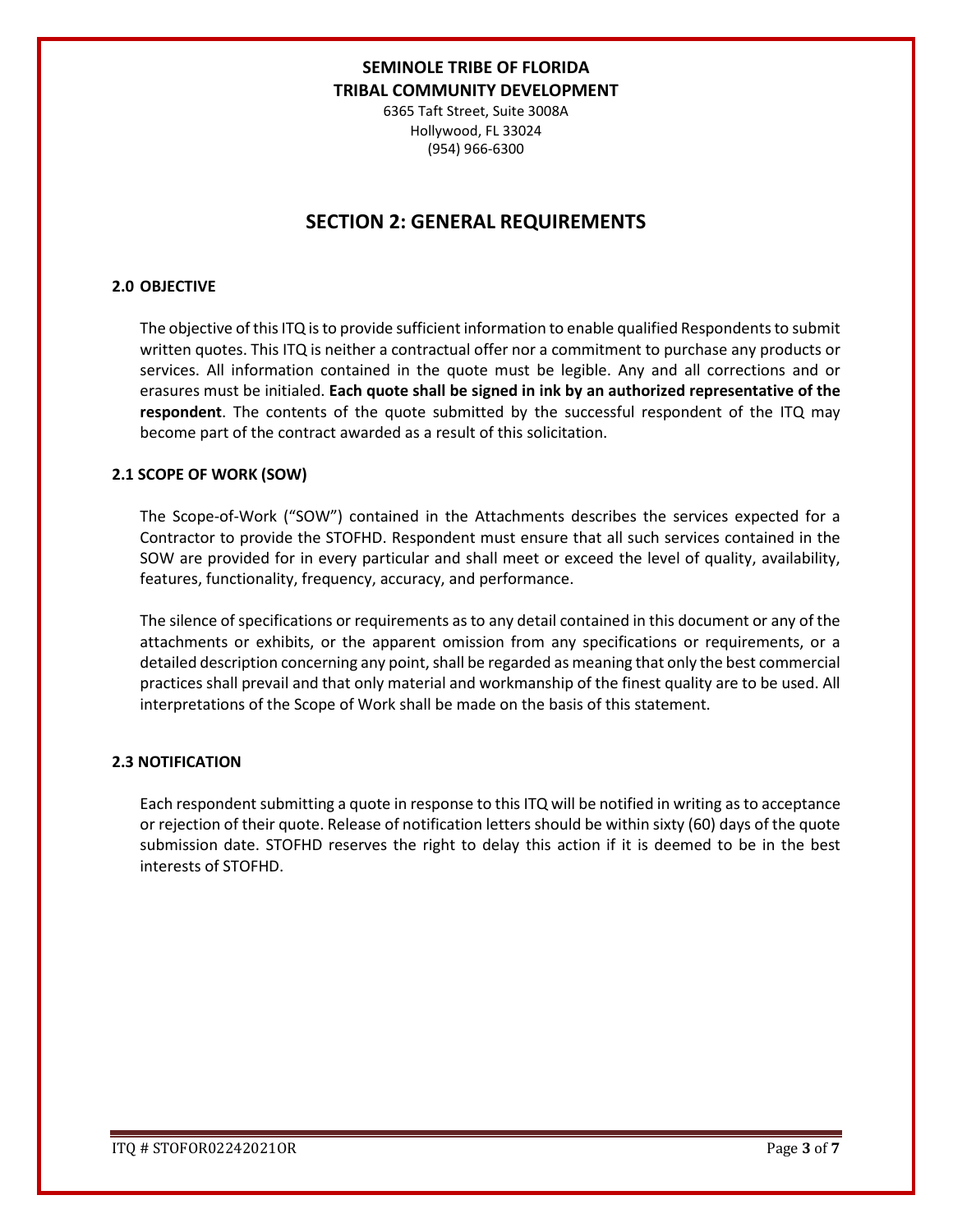**SEMINOLE TRIBE OF FLORIDA**
**TRIBAL COMMUNITY DEVELOPMENT**
6365 Taft Street, Suite 3008A
Hollywood, FL 33024
(954) 966-6300

# SECTION 2: GENERAL REQUIREMENTS

### 2.0 OBJECTIVE

The objective of this ITQ is to provide sufficient information to enable qualified Respondents to submit written quotes. This ITQ is neither a contractual offer nor a commitment to purchase any products or services. All information contained in the quote must be legible. Any and all corrections and or erasures must be initialed. **Each quote shall be signed in ink by an authorized representative of the respondent**. The contents of the quote submitted by the successful respondent of the ITQ may become part of the contract awarded as a result of this solicitation.

### 2.1 SCOPE OF WORK (SOW)

The Scope-of-Work ("SOW") contained in the Attachments describes the services expected for a Contractor to provide the STOFHD. Respondent must ensure that all such services contained in the SOW are provided for in every particular and shall meet or exceed the level of quality, availability, features, functionality, frequency, accuracy, and performance.

The silence of specifications or requirements as to any detail contained in this document or any of the attachments or exhibits, or the apparent omission from any specifications or requirements, or a detailed description concerning any point, shall be regarded as meaning that only the best commercial practices shall prevail and that only material and workmanship of the finest quality are to be used. All interpretations of the Scope of Work shall be made on the basis of this statement.

### 2.3 NOTIFICATION

Each respondent submitting a quote in response to this ITQ will be notified in writing as to acceptance or rejection of their quote. Release of notification letters should be within sixty (60) days of the quote submission date. STOFHD reserves the right to delay this action if it is deemed to be in the best interests of STOFHD.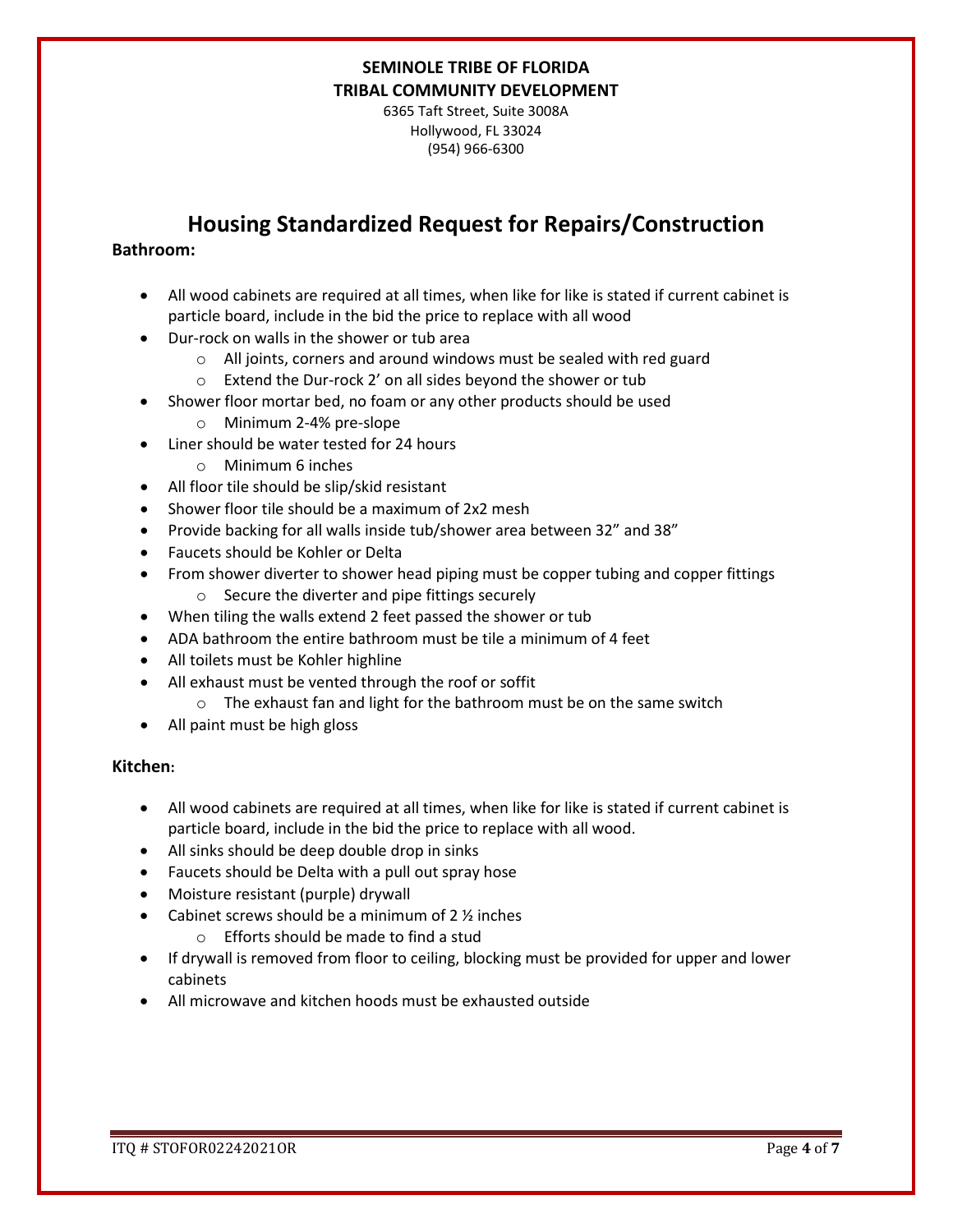**SEMINOLE TRIBE OF FLORIDA**
**TRIBAL COMMUNITY DEVELOPMENT**
6365 Taft Street, Suite 3008A
Hollywood, FL 33024
(954) 966-6300

# Housing Standardized Request for Repairs/Construction

**Bathroom:**

- All wood cabinets are required at all times, when like for like is stated if current cabinet is particle board, include in the bid the price to replace with all wood
- Dur-rock on walls in the shower or tub area
  - All joints, corners and around windows must be sealed with red guard
  - Extend the Dur-rock 2' on all sides beyond the shower or tub
- Shower floor mortar bed, no foam or any other products should be used
  - Minimum 2-4% pre-slope
- Liner should be water tested for 24 hours
  - Minimum 6 inches
- All floor tile should be slip/skid resistant
- Shower floor tile should be a maximum of 2x2 mesh
- Provide backing for all walls inside tub/shower area between 32" and 38"
- Faucets should be Kohler or Delta
- From shower diverter to shower head piping must be copper tubing and copper fittings
  - Secure the diverter and pipe fittings securely
- When tiling the walls extend 2 feet passed the shower or tub
- ADA bathroom the entire bathroom must be tile a minimum of 4 feet
- All toilets must be Kohler highline
- All exhaust must be vented through the roof or soffit
  - The exhaust fan and light for the bathroom must be on the same switch
- All paint must be high gloss

**Kitchen:**

- All wood cabinets are required at all times, when like for like is stated if current cabinet is particle board, include in the bid the price to replace with all wood.
- All sinks should be deep double drop in sinks
- Faucets should be Delta with a pull out spray hose
- Moisture resistant (purple) drywall
- Cabinet screws should be a minimum of 2 ½ inches
  - Efforts should be made to find a stud
- If drywall is removed from floor to ceiling, blocking must be provided for upper and lower cabinets
- All microwave and kitchen hoods must be exhausted outside

ITQ # STOFOR02242021OR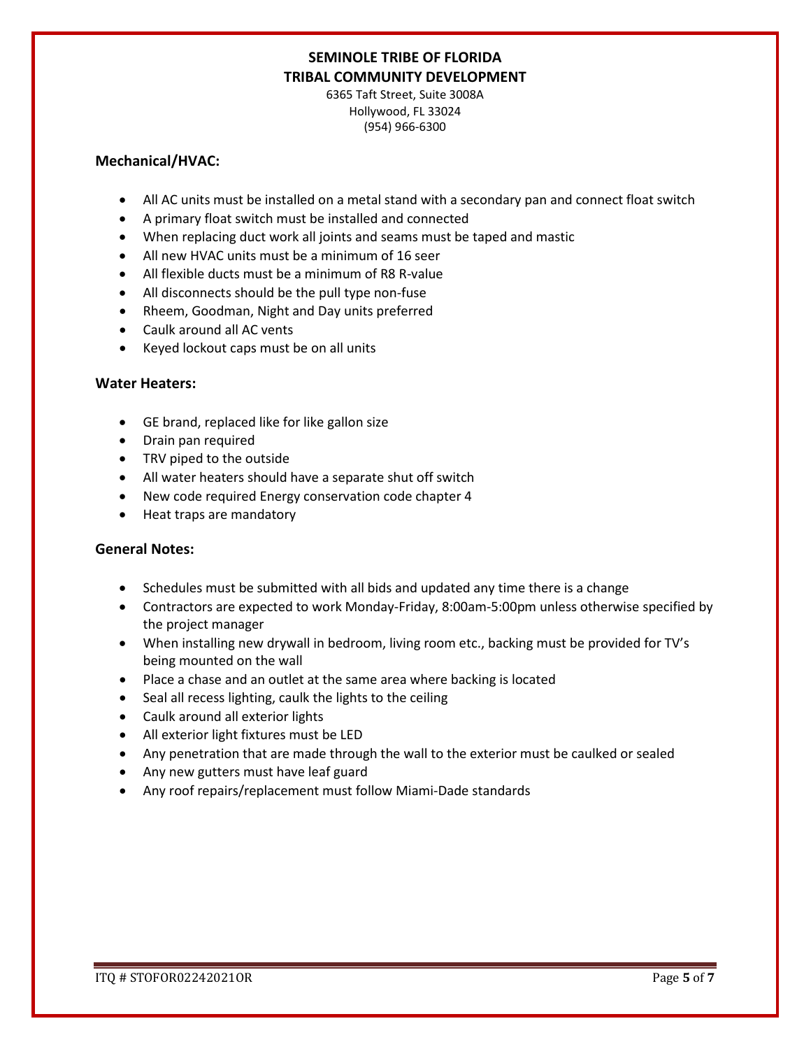**SEMINOLE TRIBE OF FLORIDA**
**TRIBAL COMMUNITY DEVELOPMENT**

6365 Taft Street, Suite 3008A
Hollywood, FL 33024
(954) 966-6300

### Mechanical/HVAC:

- All AC units must be installed on a metal stand with a secondary pan and connect float switch
- A primary float switch must be installed and connected
- When replacing duct work all joints and seams must be taped and mastic
- All new HVAC units must be a minimum of 16 seer
- All flexible ducts must be a minimum of R8 R-value
- All disconnects should be the pull type non-fuse
- Rheem, Goodman, Night and Day units preferred
- Caulk around all AC vents
- Keyed lockout caps must be on all units

### Water Heaters:

- GE brand, replaced like for like gallon size
- Drain pan required
- TRV piped to the outside
- All water heaters should have a separate shut off switch
- New code required Energy conservation code chapter 4
- Heat traps are mandatory

### General Notes:

- Schedules must be submitted with all bids and updated any time there is a change
- Contractors are expected to work Monday-Friday, 8:00am-5:00pm unless otherwise specified by the project manager
- When installing new drywall in bedroom, living room etc., backing must be provided for TV's being mounted on the wall
- Place a chase and an outlet at the same area where backing is located
- Seal all recess lighting, caulk the lights to the ceiling
- Caulk around all exterior lights
- All exterior light fixtures must be LED
- Any penetration that are made through the wall to the exterior must be caulked or sealed
- Any new gutters must have leaf guard
- Any roof repairs/replacement must follow Miami-Dade standards

ITQ # STOFOR02242021OR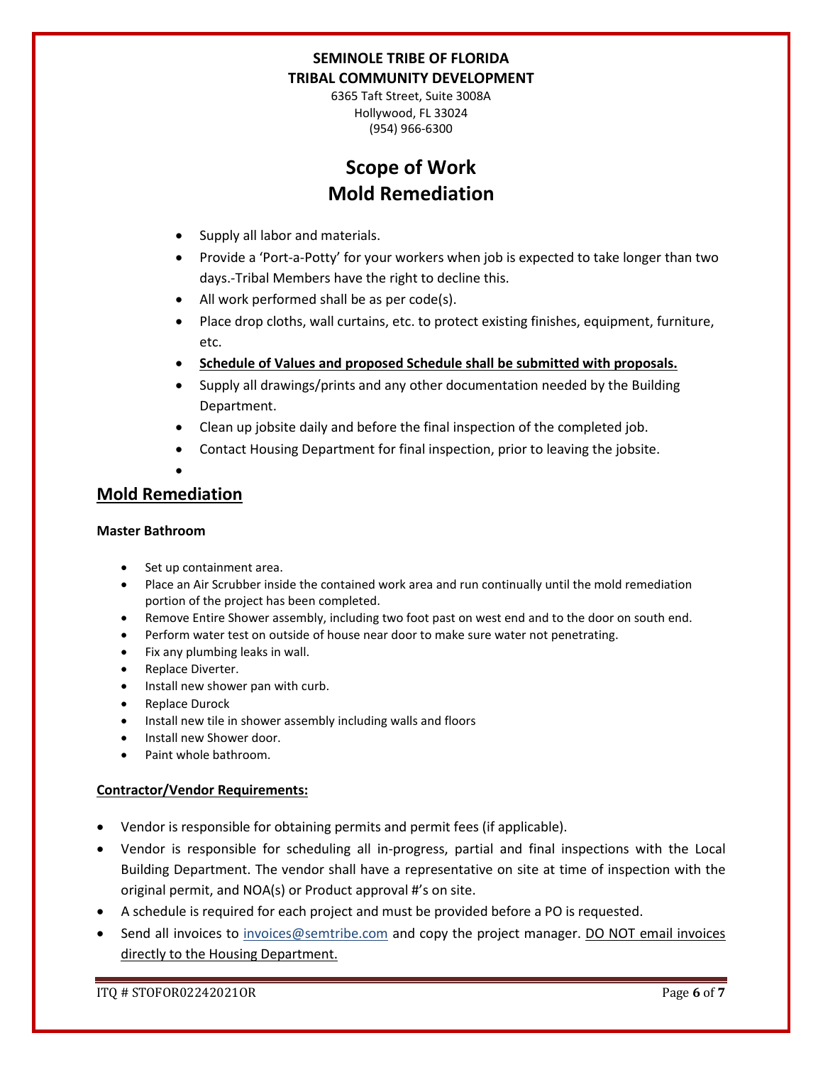**SEMINOLE TRIBE OF FLORIDA**
**TRIBAL COMMUNITY DEVELOPMENT**
6365 Taft Street, Suite 3008A
Hollywood, FL 33024
(954) 966-6300

# Scope of Work
# Mold Remediation

- Supply all labor and materials.
- Provide a 'Port-a-Potty' for your workers when job is expected to take longer than two days.-Tribal Members have the right to decline this.
- All work performed shall be as per code(s).
- Place drop cloths, wall curtains, etc. to protect existing finishes, equipment, furniture, etc.
- **<u>Schedule of Values and proposed Schedule shall be submitted with proposals.</u>**
- Supply all drawings/prints and any other documentation needed by the Building Department.
- Clean up jobsite daily and before the final inspection of the completed job.
- Contact Housing Department for final inspection, prior to leaving the jobsite.
- 

## <u>Mold Remediation</u>

### Master Bathroom

- Set up containment area.
- Place an Air Scrubber inside the contained work area and run continually until the mold remediation portion of the project has been completed.
- Remove Entire Shower assembly, including two foot past on west end and to the door on south end.
- Perform water test on outside of house near door to make sure water not penetrating.
- Fix any plumbing leaks in wall.
- Replace Diverter.
- Install new shower pan with curb.
- Replace Durock
- Install new tile in shower assembly including walls and floors
- Install new Shower door.
- Paint whole bathroom.

### <u>Contractor/Vendor Requirements:</u>

- Vendor is responsible for obtaining permits and permit fees (if applicable).
- Vendor is responsible for scheduling all in-progress, partial and final inspections with the Local Building Department. The vendor shall have a representative on site at time of inspection with the original permit, and NOA(s) or Product approval #'s on site.
- A schedule is required for each project and must be provided before a PO is requested.
- Send all invoices to invoices@semtribe.com and copy the project manager. <u>DO NOT email invoices directly to the Housing Department.</u>

ITQ # STOFOR02242021OR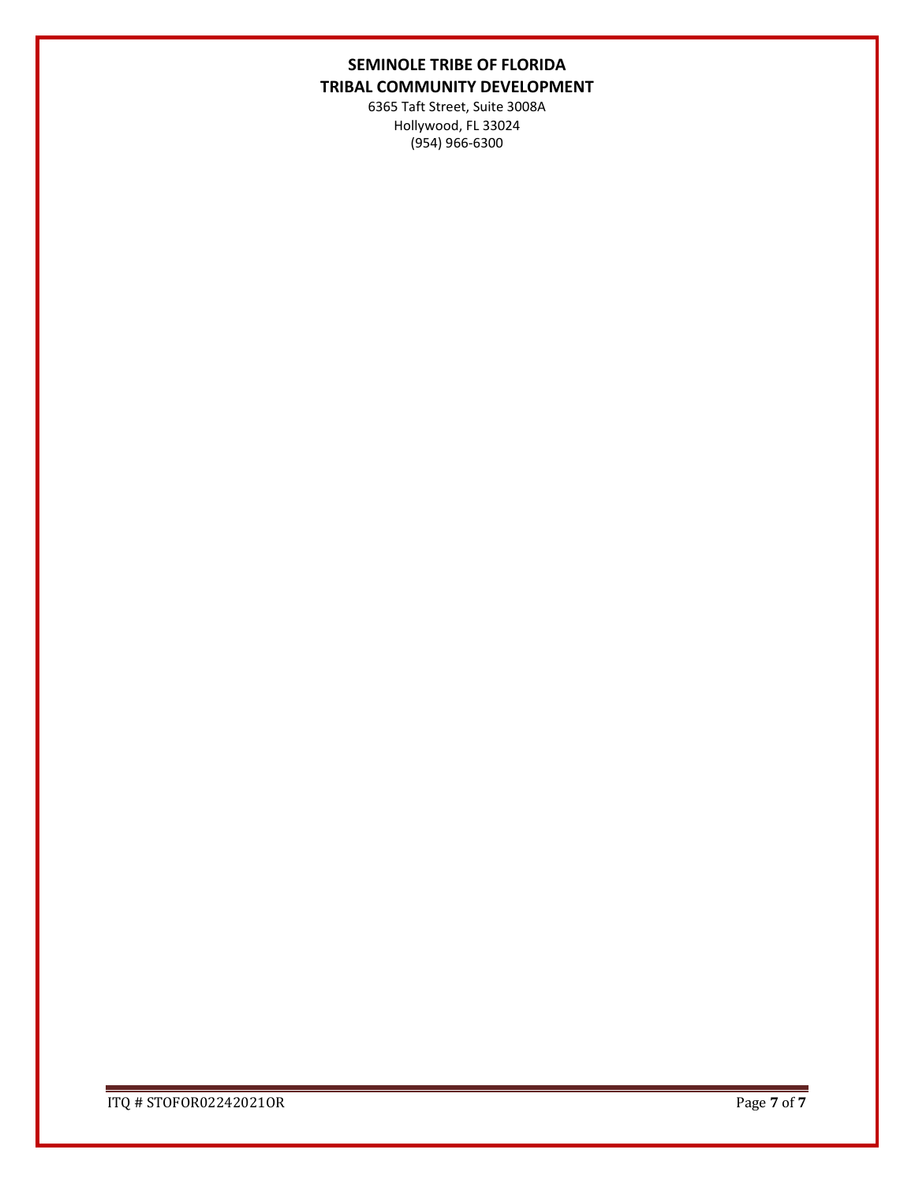**SEMINOLE TRIBE OF FLORIDA**
**TRIBAL COMMUNITY DEVELOPMENT**

6365 Taft Street, Suite 3008A
Hollywood, FL 33024
(954) 966-6300